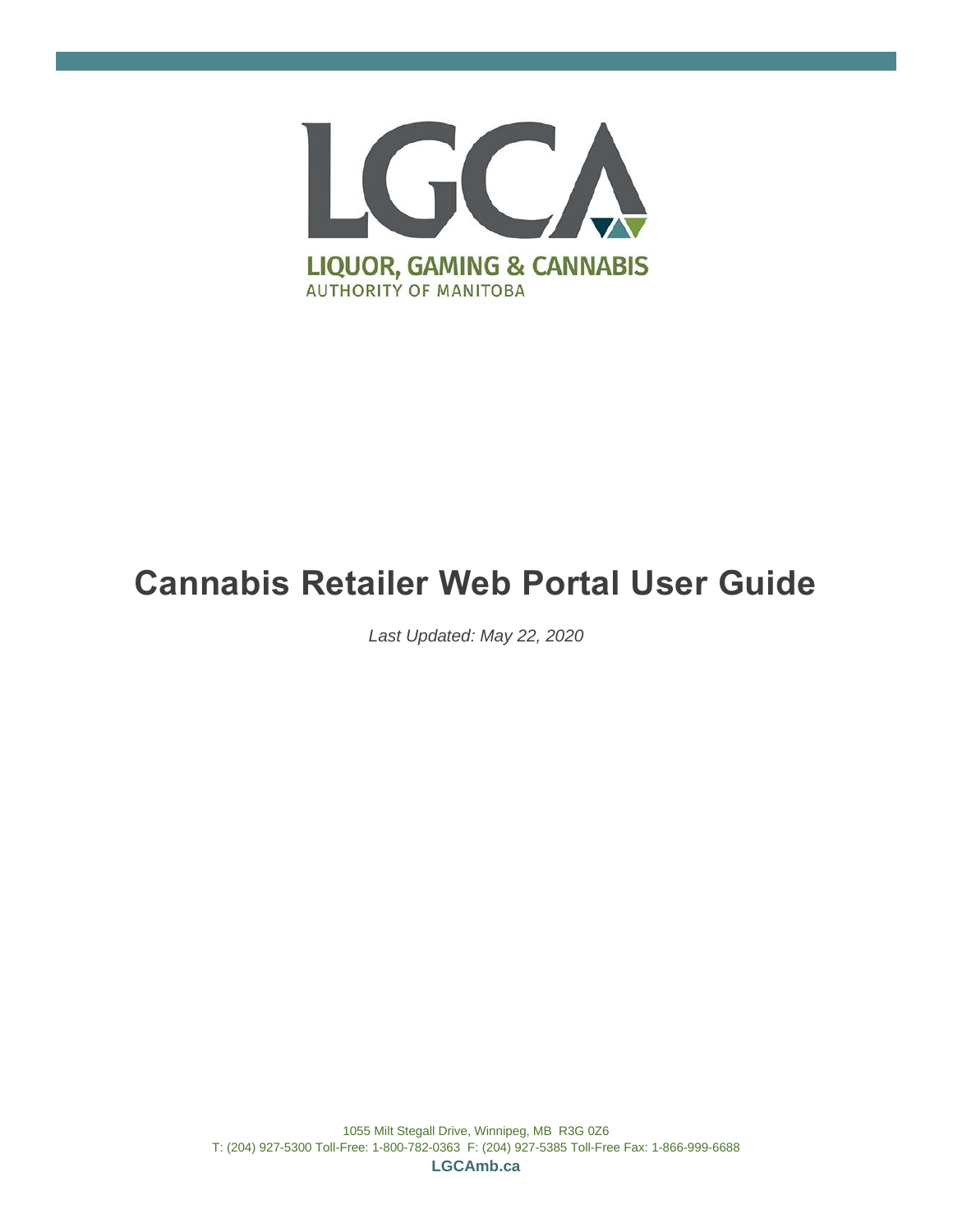LGCA

LIQUOR, GAMING & CANNABIS
AUTHORITY OF MANITOBA

# Cannabis Retailer Web Portal User Guide

*Last Updated: May 22, 2020*

1055 Milt Stegall Drive, Winnipeg, MB R3G 0Z6
T: (204) 927-5300 Toll-Free: 1-800-782-0363 F: (204) 927-5385 Toll-Free Fax: 1-866-999-6688

**LGCAmb.ca**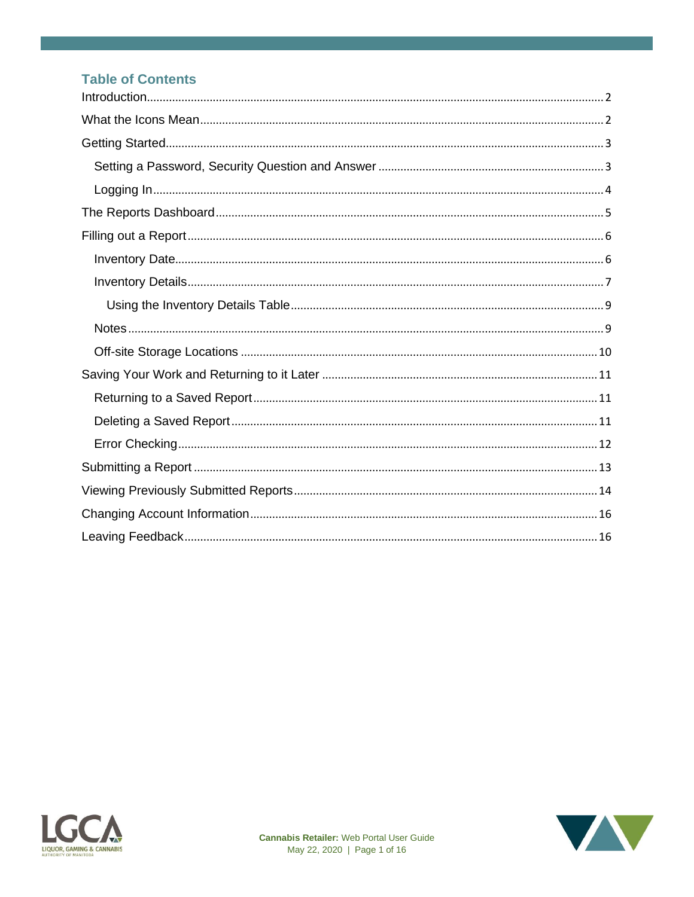## Table of Contents

- Introduction .......... 2
- What the Icons Mean .......... 2
- Getting Started .......... 3
  - Setting a Password, Security Question and Answer .......... 3
  - Logging In .......... 4
- The Reports Dashboard .......... 5
- Filling out a Report .......... 6
  - Inventory Date .......... 6
  - Inventory Details .......... 7
    - Using the Inventory Details Table .......... 9
  - Notes .......... 9
  - Off-site Storage Locations .......... 10
- Saving Your Work and Returning to it Later .......... 11
  - Returning to a Saved Report .......... 11
  - Deleting a Saved Report .......... 11
  - Error Checking .......... 12
- Submitting a Report .......... 13
- Viewing Previously Submitted Reports .......... 14
- Changing Account Information .......... 16
- Leaving Feedback .......... 16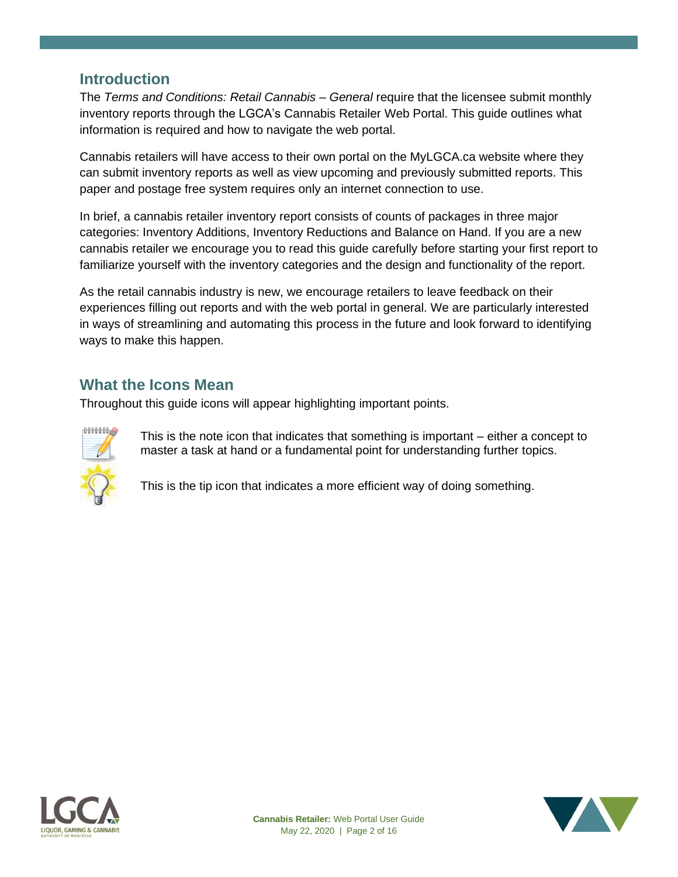## Introduction

The *Terms and Conditions: Retail Cannabis – General* require that the licensee submit monthly inventory reports through the LGCA's Cannabis Retailer Web Portal. This guide outlines what information is required and how to navigate the web portal.

Cannabis retailers will have access to their own portal on the MyLGCA.ca website where they can submit inventory reports as well as view upcoming and previously submitted reports. This paper and postage free system requires only an internet connection to use.

In brief, a cannabis retailer inventory report consists of counts of packages in three major categories: Inventory Additions, Inventory Reductions and Balance on Hand. If you are a new cannabis retailer we encourage you to read this guide carefully before starting your first report to familiarize yourself with the inventory categories and the design and functionality of the report.

As the retail cannabis industry is new, we encourage retailers to leave feedback on their experiences filling out reports and with the web portal in general. We are particularly interested in ways of streamlining and automating this process in the future and look forward to identifying ways to make this happen.

## What the Icons Mean

Throughout this guide icons will appear highlighting important points.

This is the note icon that indicates that something is important – either a concept to master a task at hand or a fundamental point for understanding further topics.

This is the tip icon that indicates a more efficient way of doing something.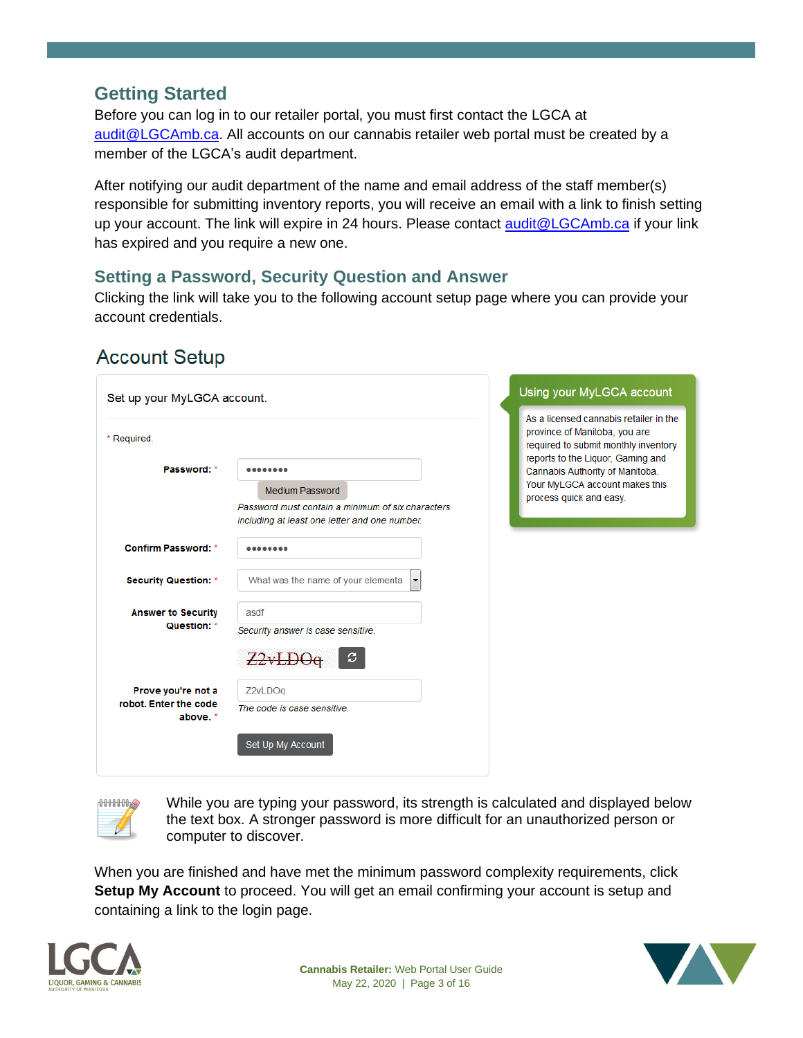## Getting Started

Before you can log in to our retailer portal, you must first contact the LGCA at audit@LGCAmb.ca. All accounts on our cannabis retailer web portal must be created by a member of the LGCA's audit department.

After notifying our audit department of the name and email address of the staff member(s) responsible for submitting inventory reports, you will receive an email with a link to finish setting up your account. The link will expire in 24 hours. Please contact audit@LGCAmb.ca if your link has expired and you require a new one.

### Setting a Password, Security Question and Answer

Clicking the link will take you to the following account setup page where you can provide your account credentials.

Account Setup

Set up your MyLGCA account.

* Required.

Password: * ••••••••

Medium Password

*Password must contain a minimum of six characters including at least one letter and one number.*

Confirm Password: * ••••••••

Security Question: * What was the name of your elementa

Answer to Security Question: * asdf

*Security answer is case sensitive.*

Z2vLDOq

Prove you're not a robot. Enter the code above. * Z2vLDOq

*The code is case sensitive.*

Set Up My Account

Using your MyLGCA account

As a licensed cannabis retailer in the province of Manitoba, you are required to submit monthly inventory reports to the Liquor, Gaming and Cannabis Authority of Manitoba. Your MyLGCA account makes this process quick and easy.

While you are typing your password, its strength is calculated and displayed below the text box. A stronger password is more difficult for an unauthorized person or computer to discover.

When you are finished and have met the minimum password complexity requirements, click **Setup My Account** to proceed. You will get an email confirming your account is setup and containing a link to the login page.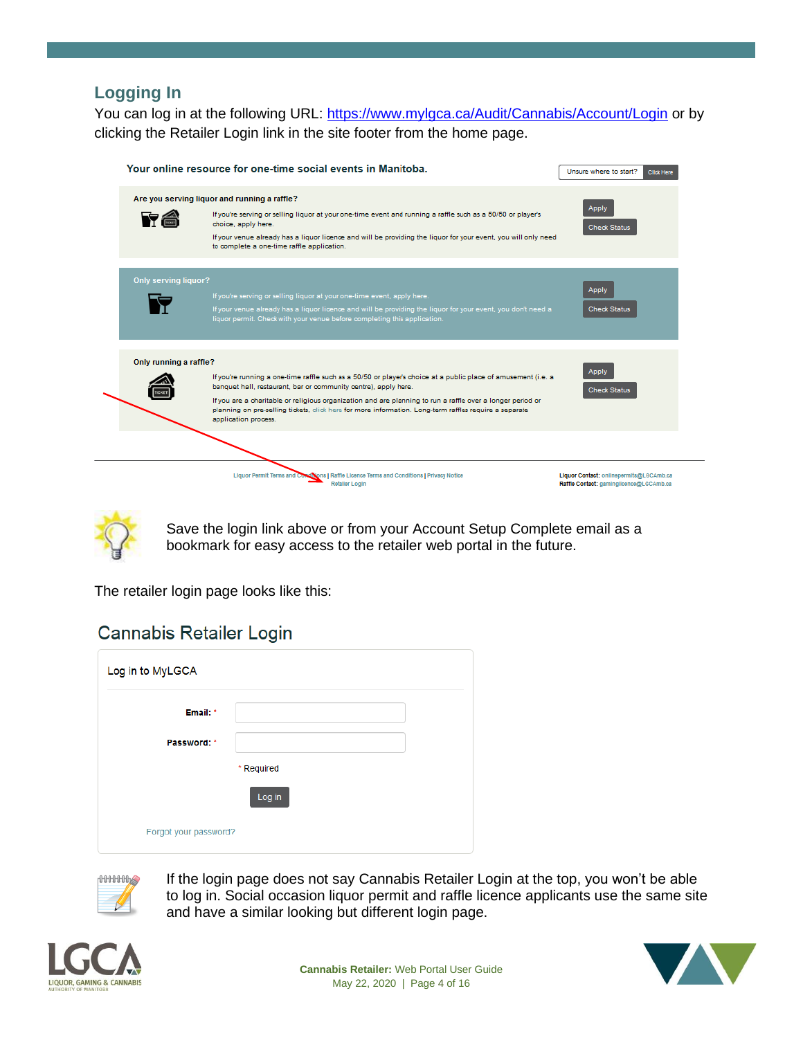## Logging In

You can log in at the following URL: https://www.mylgca.ca/Audit/Cannabis/Account/Login or by clicking the Retailer Login link in the site footer from the home page.

Save the login link above or from your Account Setup Complete email as a bookmark for easy access to the retailer web portal in the future.

The retailer login page looks like this:

If the login page does not say Cannabis Retailer Login at the top, you won't be able to log in. Social occasion liquor permit and raffle licence applicants use the same site and have a similar looking but different login page.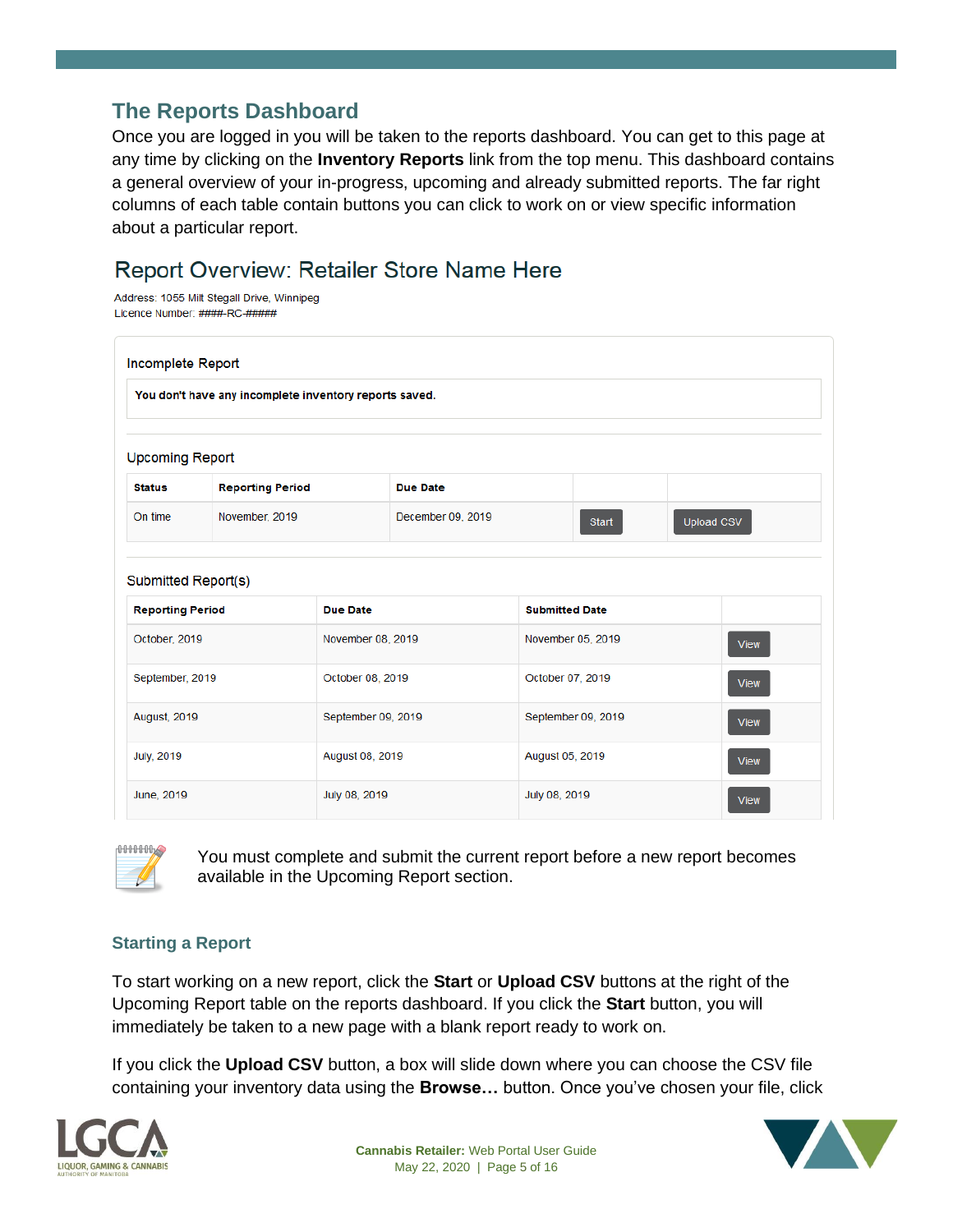## The Reports Dashboard

Once you are logged in you will be taken to the reports dashboard. You can get to this page at any time by clicking on the **Inventory Reports** link from the top menu. This dashboard contains a general overview of your in-progress, upcoming and already submitted reports. The far right columns of each table contain buttons you can click to work on or view specific information about a particular report.

Report Overview: Retailer Store Name Here

Address: 1055 Milt Stegall Drive, Winnipeg
Licence Number: ####-RC-#####

Incomplete Report

You don't have any incomplete inventory reports saved.

Upcoming Report

| Status | Reporting Period | Due Date | | |
|---|---|---|---|---|
| On time | November, 2019 | December 09, 2019 | Start | Upload CSV |

Submitted Report(s)

| Reporting Period | Due Date | Submitted Date | |
|---|---|---|---|
| October, 2019 | November 08, 2019 | November 05, 2019 | View |
| September, 2019 | October 08, 2019 | October 07, 2019 | View |
| August, 2019 | September 09, 2019 | September 09, 2019 | View |
| July, 2019 | August 08, 2019 | August 05, 2019 | View |
| June, 2019 | July 08, 2019 | July 08, 2019 | View |

You must complete and submit the current report before a new report becomes available in the Upcoming Report section.

### Starting a Report

To start working on a new report, click the **Start** or **Upload CSV** buttons at the right of the Upcoming Report table on the reports dashboard. If you click the **Start** button, you will immediately be taken to a new page with a blank report ready to work on.

If you click the **Upload CSV** button, a box will slide down where you can choose the CSV file containing your inventory data using the **Browse…** button. Once you've chosen your file, click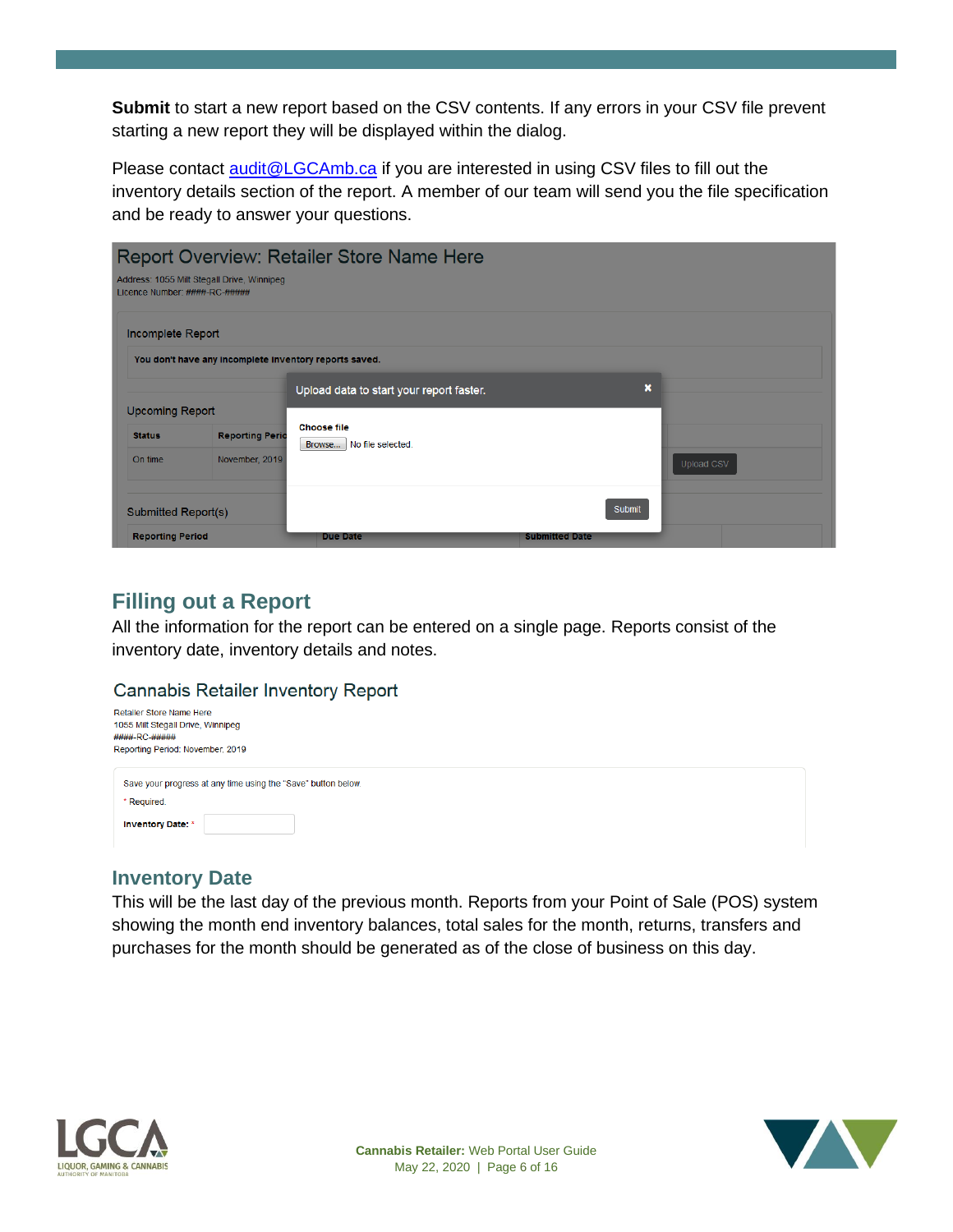**Submit** to start a new report based on the CSV contents. If any errors in your CSV file prevent starting a new report they will be displayed within the dialog.

Please contact audit@LGCAmb.ca if you are interested in using CSV files to fill out the inventory details section of the report. A member of our team will send you the file specification and be ready to answer your questions.

## Filling out a Report

All the information for the report can be entered on a single page. Reports consist of the inventory date, inventory details and notes.

## Inventory Date

This will be the last day of the previous month. Reports from your Point of Sale (POS) system showing the month end inventory balances, total sales for the month, returns, transfers and purchases for the month should be generated as of the close of business on this day.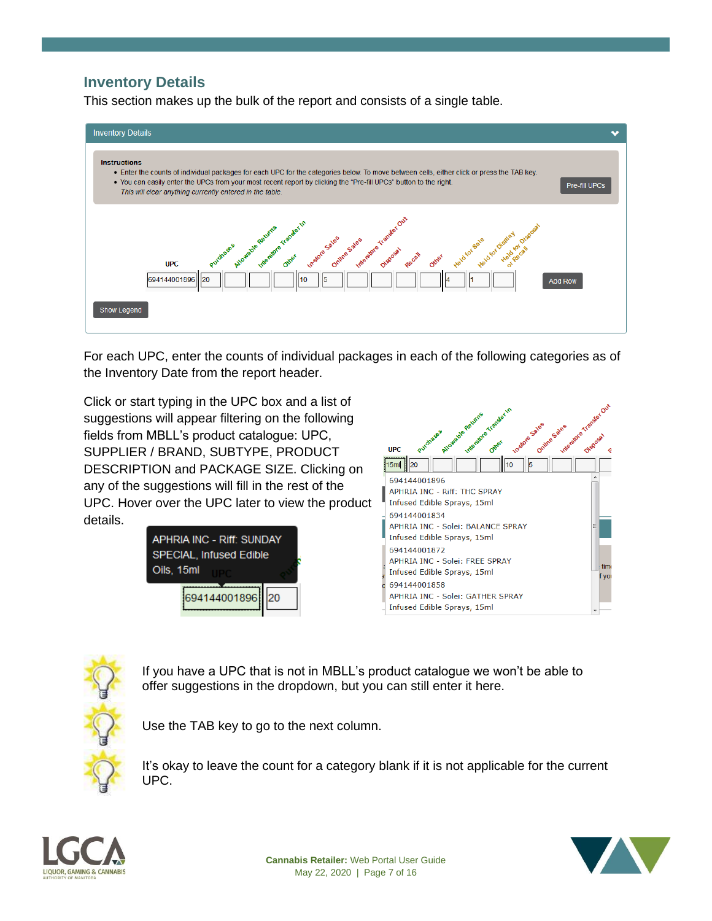## Inventory Details

This section makes up the bulk of the report and consists of a single table.

For each UPC, enter the counts of individual packages in each of the following categories as of the Inventory Date from the report header.

Click or start typing in the UPC box and a list of suggestions will appear filtering on the following fields from MBLL's product catalogue: UPC, SUPPLIER / BRAND, SUBTYPE, PRODUCT DESCRIPTION and PACKAGE SIZE. Clicking on any of the suggestions will fill in the rest of the UPC. Hover over the UPC later to view the product details.

If you have a UPC that is not in MBLL's product catalogue we won't be able to offer suggestions in the dropdown, but you can still enter it here.

Use the TAB key to go to the next column.

It's okay to leave the count for a category blank if it is not applicable for the current UPC.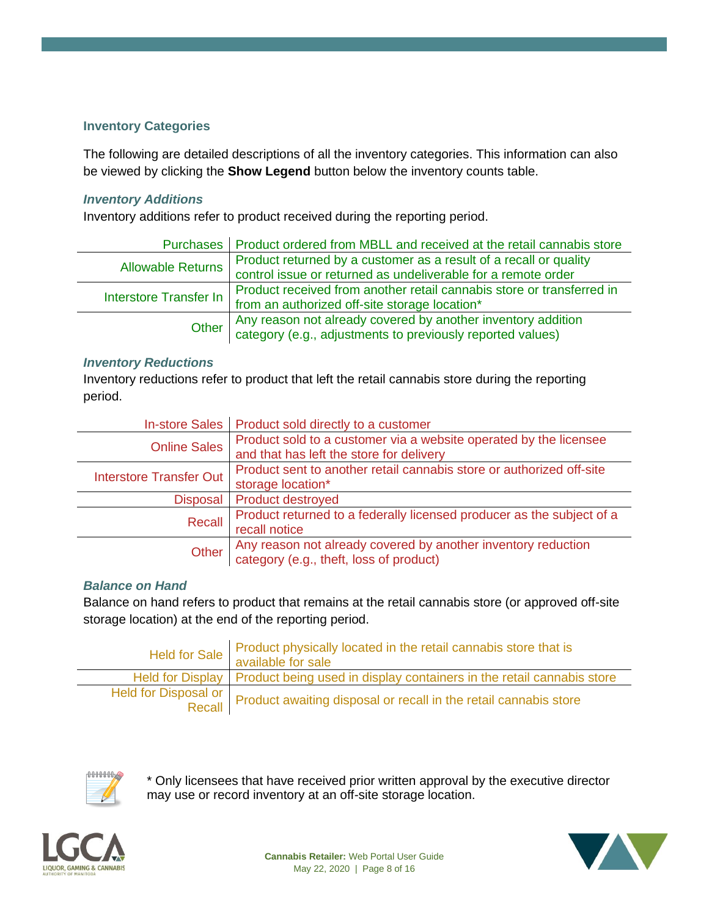### Inventory Categories

The following are detailed descriptions of all the inventory categories. This information can also be viewed by clicking the **Show Legend** button below the inventory counts table.

#### *Inventory Additions*

Inventory additions refer to product received during the reporting period.

| | |
|---|---|
| Purchases | Product ordered from MBLL and received at the retail cannabis store |
| Allowable Returns | Product returned by a customer as a result of a recall or quality control issue or returned as undeliverable for a remote order |
| Interstore Transfer In | Product received from another retail cannabis store or transferred in from an authorized off-site storage location* |
| Other | Any reason not already covered by another inventory addition category (e.g., adjustments to previously reported values) |

#### *Inventory Reductions*

Inventory reductions refer to product that left the retail cannabis store during the reporting period.

| | |
|---|---|
| In-store Sales | Product sold directly to a customer |
| Online Sales | Product sold to a customer via a website operated by the licensee and that has left the store for delivery |
| Interstore Transfer Out | Product sent to another retail cannabis store or authorized off-site storage location* |
| Disposal | Product destroyed |
| Recall | Product returned to a federally licensed producer as the subject of a recall notice |
| Other | Any reason not already covered by another inventory reduction category (e.g., theft, loss of product) |

#### *Balance on Hand*

Balance on hand refers to product that remains at the retail cannabis store (or approved off-site storage location) at the end of the reporting period.

| | |
|---|---|
| Held for Sale | Product physically located in the retail cannabis store that is available for sale |
| Held for Display | Product being used in display containers in the retail cannabis store |
| Held for Disposal or Recall | Product awaiting disposal or recall in the retail cannabis store |

* Only licensees that have received prior written approval by the executive director may use or record inventory at an off-site storage location.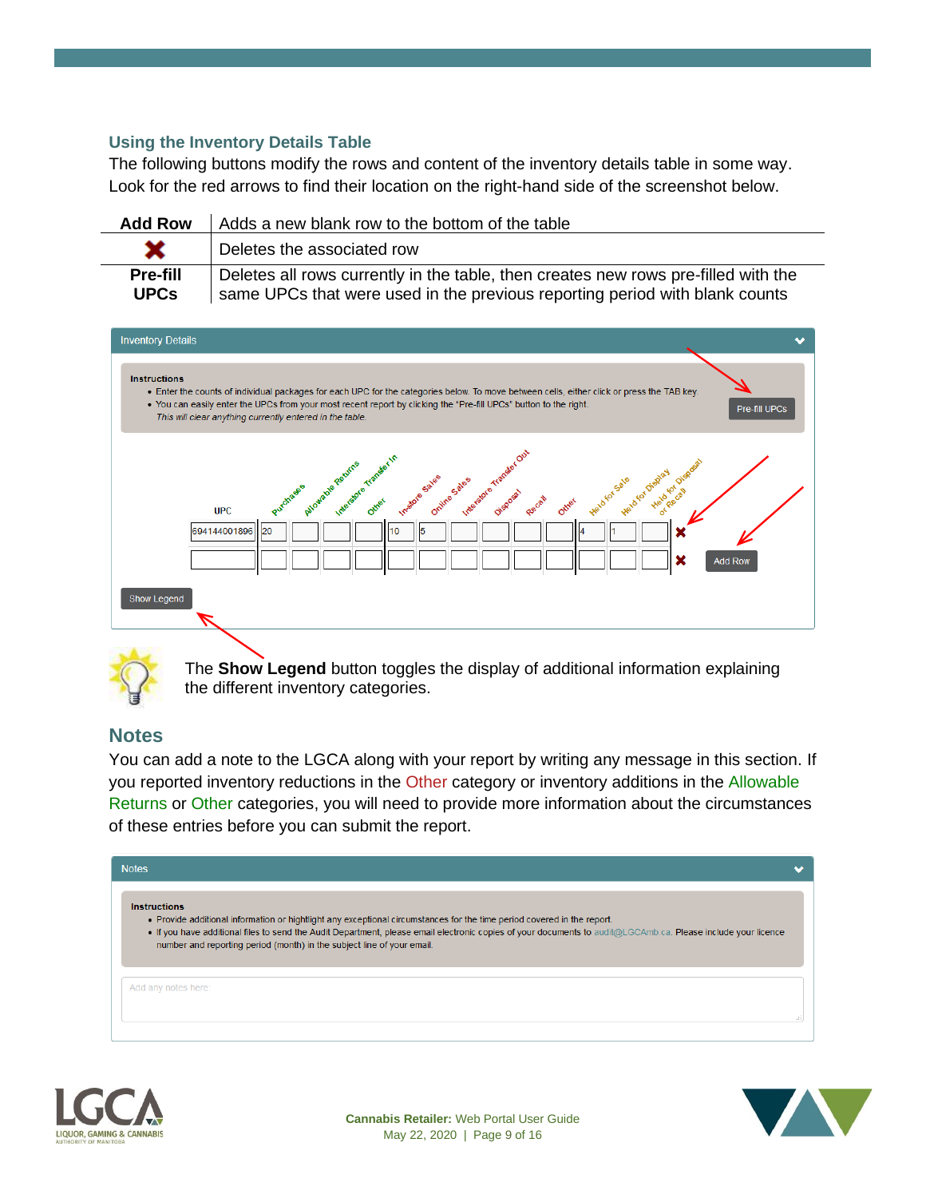### Using the Inventory Details Table

The following buttons modify the rows and content of the inventory details table in some way. Look for the red arrows to find their location on the right-hand side of the screenshot below.

| **Add Row** | Adds a new blank row to the bottom of the table |
|---|---|
| ✖ | Deletes the associated row |
| **Pre-fill UPCs** | Deletes all rows currently in the table, then creates new rows pre-filled with the same UPCs that were used in the previous reporting period with blank counts |

The **Show Legend** button toggles the display of additional information explaining the different inventory categories.

## Notes

You can add a note to the LGCA along with your report by writing any message in this section. If you reported inventory reductions in the Other category or inventory additions in the Allowable Returns or Other categories, you will need to provide more information about the circumstances of these entries before you can submit the report.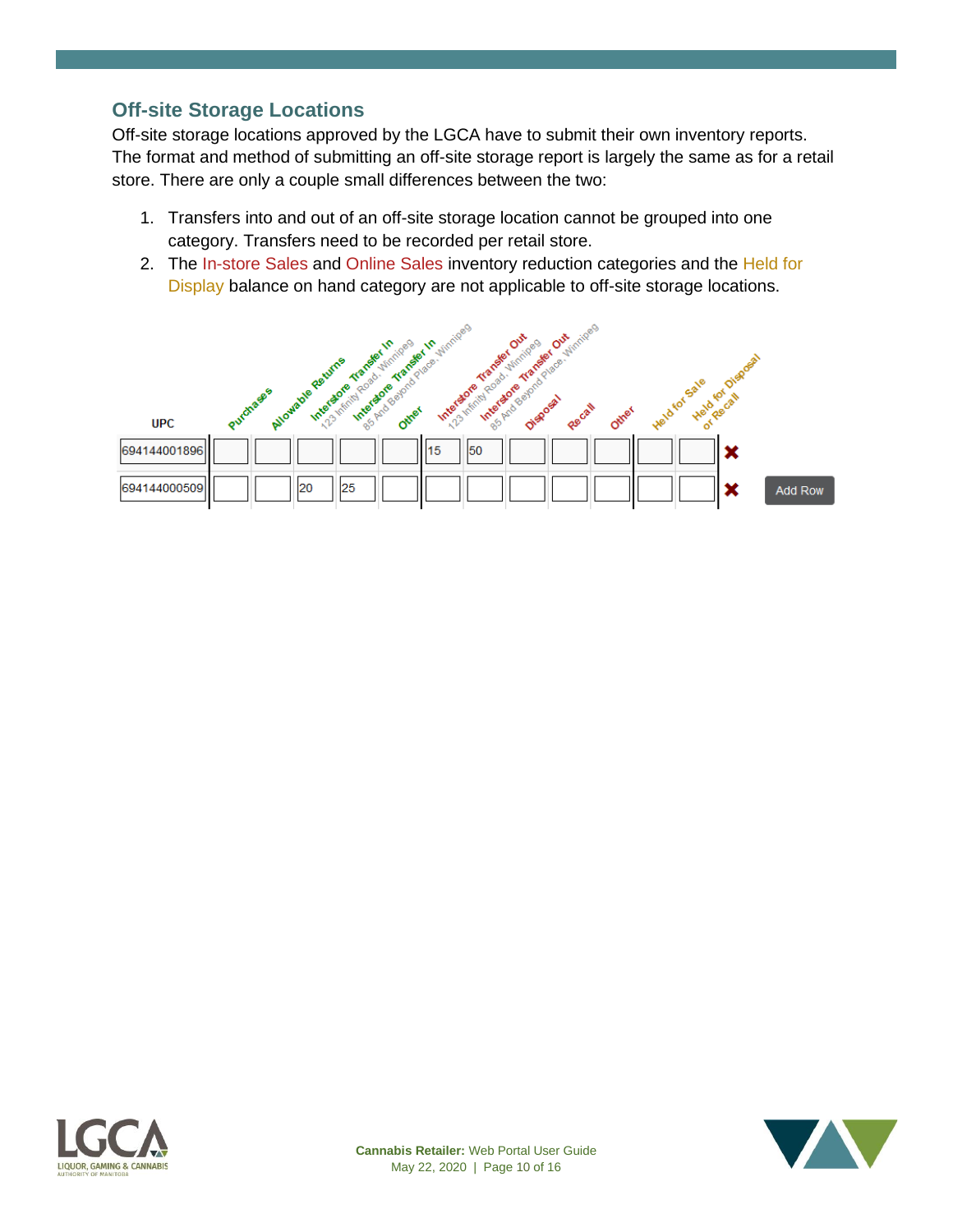## Off-site Storage Locations

Off-site storage locations approved by the LGCA have to submit their own inventory reports. The format and method of submitting an off-site storage report is largely the same as for a retail store. There are only a couple small differences between the two:

1. Transfers into and out of an off-site storage location cannot be grouped into one category. Transfers need to be recorded per retail store.
2. The In-store Sales and Online Sales inventory reduction categories and the Held for Display balance on hand category are not applicable to off-site storage locations.

| UPC | Purchases | Allowable Returns | Interstore Transfer In 123 Infinity Road, Winnipeg | Interstore Transfer In 85 And Beyond Place, Winnipeg | Other | Interstore Transfer Out 123 Infinity Road, Winnipeg | Interstore Transfer Out 85 And Beyond Place, Winnipeg | Disposal | Recall | Other | Held for Sale | Held for Disposal or Recall |
|---|---|---|---|---|---|---|---|---|---|---|---|---|
| 694144001896 | | | | | | 15 | 50 | | | | | |
| 694144000509 | | | 20 | 25 | | | | | | | | |

Add Row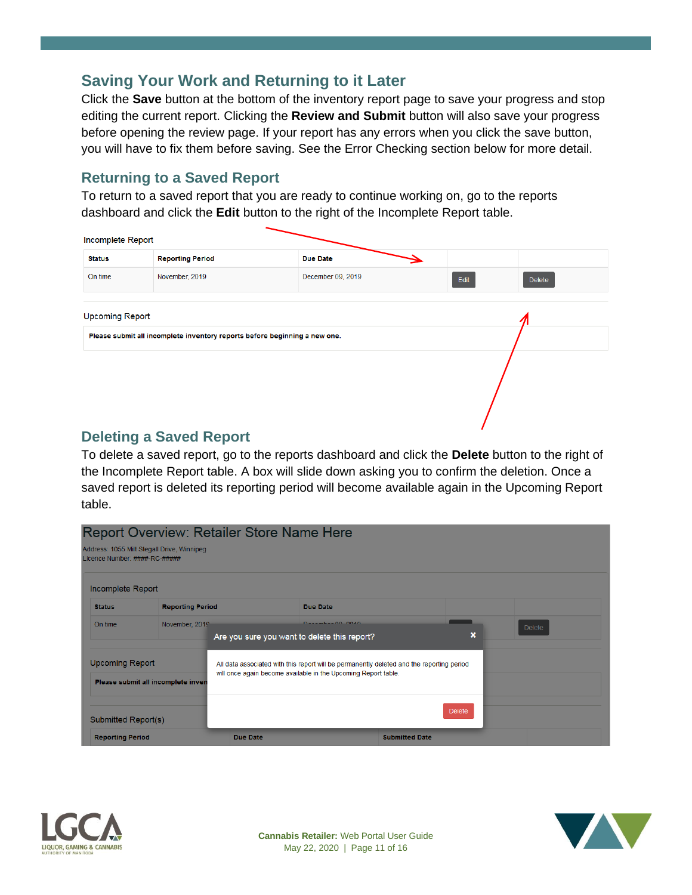## Saving Your Work and Returning to it Later

Click the **Save** button at the bottom of the inventory report page to save your progress and stop editing the current report. Clicking the **Review and Submit** button will also save your progress before opening the review page. If your report has any errors when you click the save button, you will have to fix them before saving. See the Error Checking section below for more detail.

## Returning to a Saved Report

To return to a saved report that you are ready to continue working on, go to the reports dashboard and click the **Edit** button to the right of the Incomplete Report table.

Incomplete Report

| Status | Reporting Period | Due Date | | |
|---|---|---|---|---|
| On time | November, 2019 | December 09, 2019 | Edit | Delete |

Upcoming Report

Please submit all incomplete inventory reports before beginning a new one.

## Deleting a Saved Report

To delete a saved report, go to the reports dashboard and click the **Delete** button to the right of the Incomplete Report table. A box will slide down asking you to confirm the deletion. Once a saved report is deleted its reporting period will become available again in the Upcoming Report table.

Report Overview: Retailer Store Name Here

Address: 1055 Milt Stegall Drive, Winnipeg
Licence Number: ####-RC-#####

Incomplete Report

| Status | Reporting Period | Due Date | | |
|---|---|---|---|---|
| On time | November, 2019 | | | Delete |

Are you sure you want to delete this report?

All data associated with this report will be permanently deleted and the reporting period will once again become available in the Upcoming Report table.

Delete

Upcoming Report

Please submit all incomplete inven

Submitted Report(s)

| Reporting Period | Due Date | Submitted Date |
|---|---|---|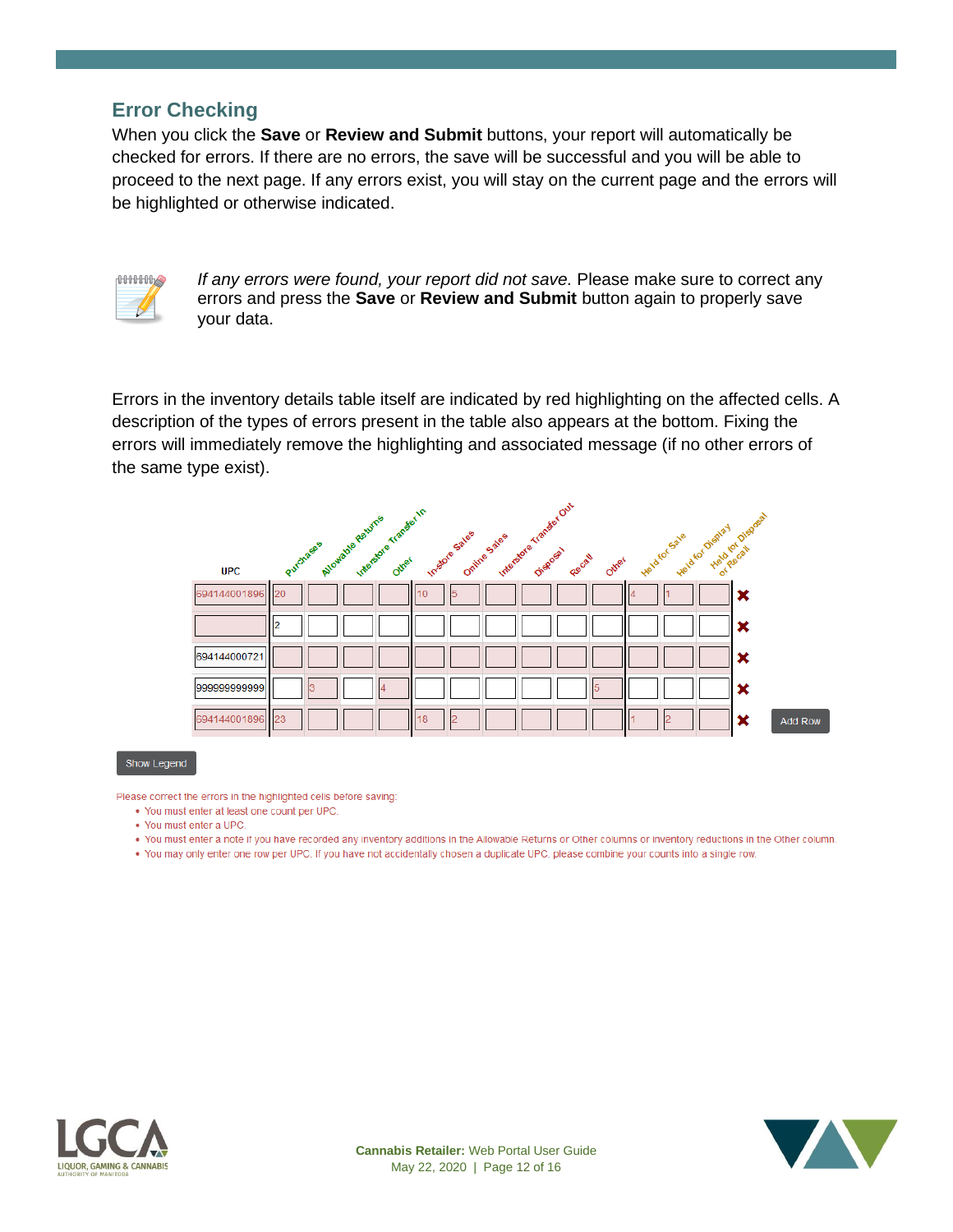## Error Checking

When you click the **Save** or **Review and Submit** buttons, your report will automatically be checked for errors. If there are no errors, the save will be successful and you will be able to proceed to the next page. If any errors exist, you will stay on the current page and the errors will be highlighted or otherwise indicated.

*If any errors were found, your report did not save.* Please make sure to correct any errors and press the **Save** or **Review and Submit** button again to properly save your data.

Errors in the inventory details table itself are indicated by red highlighting on the affected cells. A description of the types of errors present in the table also appears at the bottom. Fixing the errors will immediately remove the highlighting and associated message (if no other errors of the same type exist).

| UPC | Purchases | Allowable Returns | Interstore Transfer In | Other | In-store Sales | Online Sales | Interstore Transfer Out | Disposal | Recall | Other | Held for Sale | Held for Display | Held for Disposal or Recall |
|---|---|---|---|---|---|---|---|---|---|---|---|---|---|
| 694144001896 | 20 | | | | 10 | 5 | | | | | 4 | 1 | |
| | 2 | | | | | | | | | | | | |
| 694144000721 | | | | | | | | | | | | | |
| 999999999999 | | 3 | | 4 | | | | | | 5 | | | |
| 694144001896 | 23 | | | | 18 | 2 | | | | | 1 | 2 | |

Add Row

Show Legend

Please correct the errors in the highlighted cells before saving:

- You must enter at least one count per UPC.
- You must enter a UPC.
- You must enter a note if you have recorded any inventory additions in the Allowable Returns or Other columns or inventory reductions in the Other column.
- You may only enter one row per UPC. If you have not accidentally chosen a duplicate UPC, please combine your counts into a single row.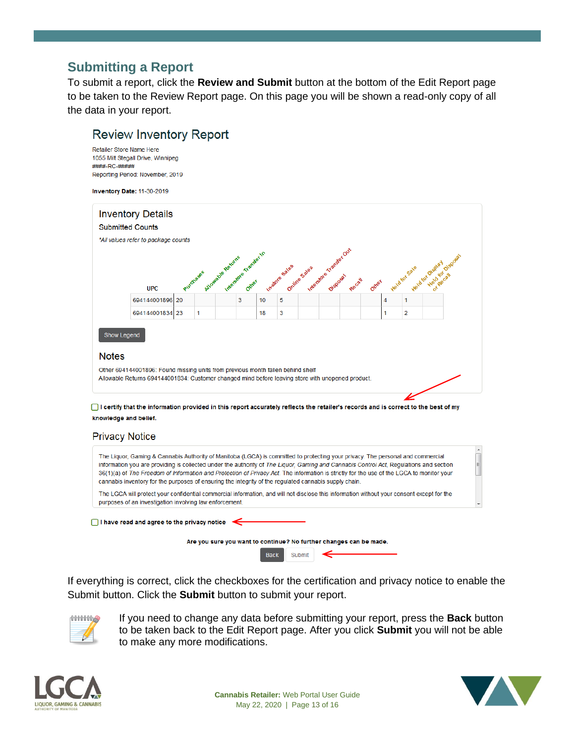## Submitting a Report

To submit a report, click the **Review and Submit** button at the bottom of the Edit Report page to be taken to the Review Report page. On this page you will be shown a read-only copy of all the data in your report.

### Review Inventory Report

Retailer Store Name Here
1055 Milt Stegall Drive, Winnipeg
####-RC-#####
Reporting Period: November, 2019

**Inventory Date:** 11-30-2019

#### Inventory Details

Submitted Counts

*\*All values refer to package counts*

| UPC | Purchases | Allowable Returns | Interstore Transfer In | Other | In-store Sales | Online Sales | Interstore Transfer Out | Disposal | Recall | Other | Held for Sale | Held for Display | Held for Disposal or Recall |
|---|---|---|---|---|---|---|---|---|---|---|---|---|---|
| 694144001896 | 20 | | | 3 | 10 | 5 | | | | | 4 | 1 | |
| 694144001834 | 23 | 1 | | | 18 | 3 | | | | | 1 | 2 | |

Show Legend

#### Notes

Other 694144001896: Found missing units from previous month fallen behind shelf
Allowable Returns 694144001834: Customer changed mind before leaving store with unopened product.

☐ **I certify that the information provided in this report accurately reflects the retailer's records and is correct to the best of my knowledge and belief.**

#### Privacy Notice

The Liquor, Gaming & Cannabis Authority of Manitoba (LGCA) is committed to protecting your privacy. The personal and commercial information you are providing is collected under the authority of *The Liquor, Gaming and Cannabis Control Act*, Regulations and section 36(1)(a) of *The Freedom of Information and Protection of Privacy Act*. The information is strictly for the use of the LGCA to monitor your cannabis inventory for the purposes of ensuring the integrity of the regulated cannabis supply chain.

The LGCA will protect your confidential commercial information, and will not disclose this information without your consent except for the purposes of an investigation involving law enforcement.

☐ **I have read and agree to the privacy notice**

**Are you sure you want to continue? No further changes can be made.**

Back | Submit

If everything is correct, click the checkboxes for the certification and privacy notice to enable the Submit button. Click the **Submit** button to submit your report.

If you need to change any data before submitting your report, press the **Back** button to be taken back to the Edit Report page. After you click **Submit** you will not be able to make any more modifications.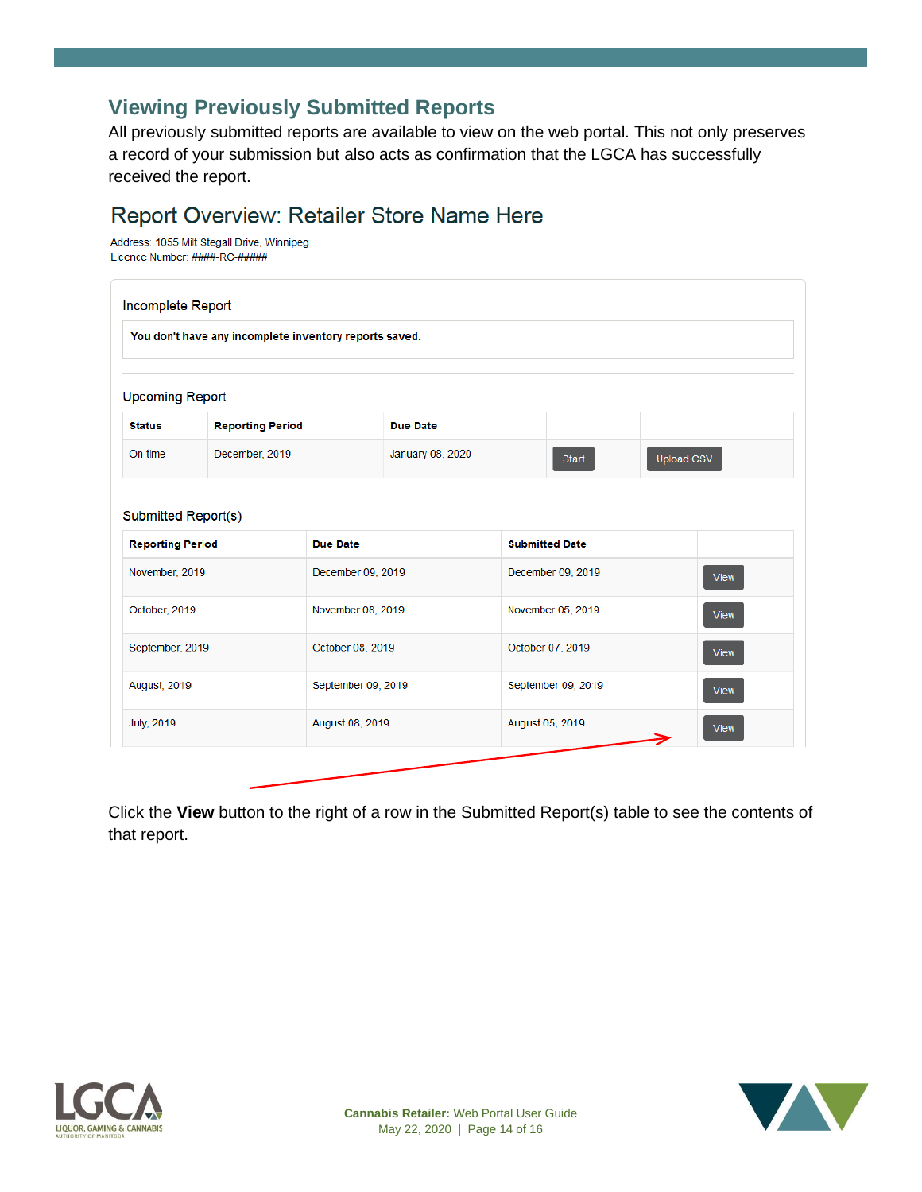## Viewing Previously Submitted Reports

All previously submitted reports are available to view on the web portal. This not only preserves a record of your submission but also acts as confirmation that the LGCA has successfully received the report.

### Report Overview: Retailer Store Name Here

Address: 1055 Milt Stegall Drive, Winnipeg
Licence Number: ####-RC-#####

**Incomplete Report**

You don't have any incomplete inventory reports saved.

**Upcoming Report**

| Status | Reporting Period | Due Date | | |
|---|---|---|---|---|
| On time | December, 2019 | January 08, 2020 | Start | Upload CSV |

**Submitted Report(s)**

| Reporting Period | Due Date | Submitted Date | |
|---|---|---|---|
| November, 2019 | December 09, 2019 | December 09, 2019 | View |
| October, 2019 | November 08, 2019 | November 05, 2019 | View |
| September, 2019 | October 08, 2019 | October 07, 2019 | View |
| August, 2019 | September 09, 2019 | September 09, 2019 | View |
| July, 2019 | August 08, 2019 | August 05, 2019 | View |

Click the **View** button to the right of a row in the Submitted Report(s) table to see the contents of that report.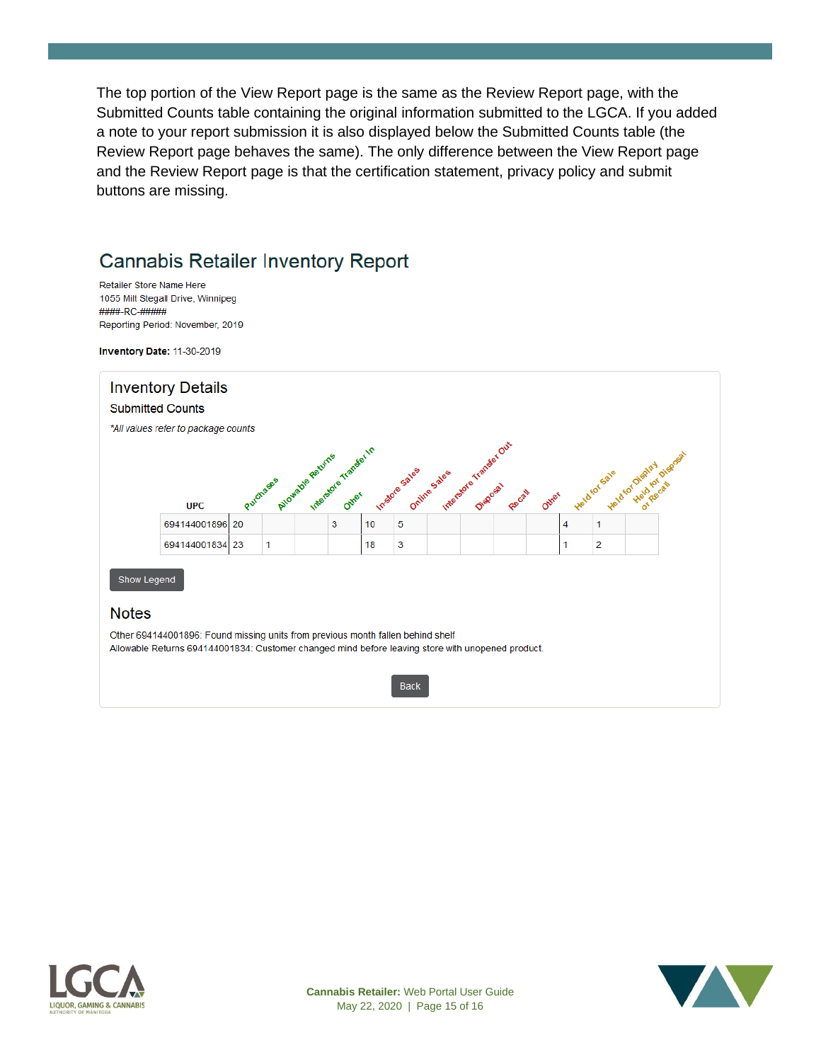The top portion of the View Report page is the same as the Review Report page, with the Submitted Counts table containing the original information submitted to the LGCA. If you added a note to your report submission it is also displayed below the Submitted Counts table (the Review Report page behaves the same). The only difference between the View Report page and the Review Report page is that the certification statement, privacy policy and submit buttons are missing.

## Cannabis Retailer Inventory Report

Retailer Store Name Here
1055 Milt Stegall Drive, Winnipeg
####-RC-#####
Reporting Period: November, 2019

**Inventory Date:** 11-30-2019

### Inventory Details

Submitted Counts

*\*All values refer to package counts*

| UPC | Purchases | Allowable Returns | Interstore Transfer In | Other | Instore Sales | Online Sales | Interstore Transfer Out | Disposal | Recall | Other | Held for Sale | Held for Display | Held for Disposal or Recall |
|---|---|---|---|---|---|---|---|---|---|---|---|---|---|
| 694144001896 | 20 | | | 3 | 10 | 5 | | | | | 4 | 1 | |
| 694144001834 | 23 | 1 | | | 18 | 3 | | | | | 1 | 2 | |

Show Legend

### Notes

Other 694144001896: Found missing units from previous month fallen behind shelf
Allowable Returns 694144001834: Customer changed mind before leaving store with unopened product.

Back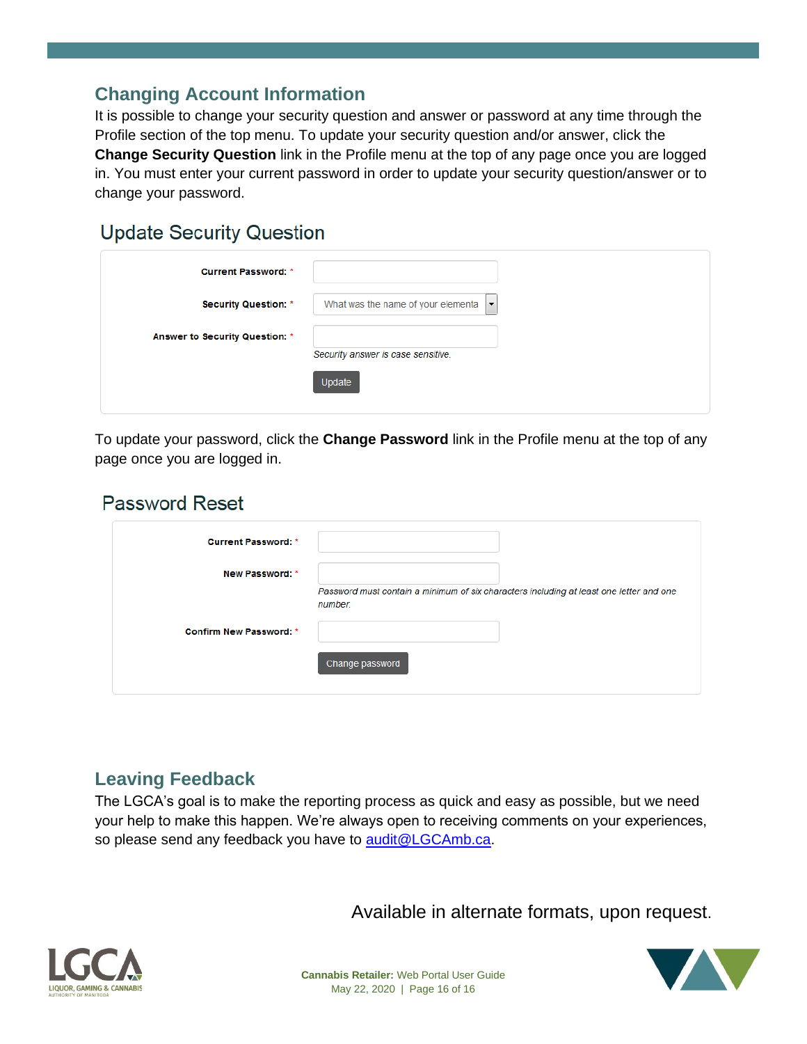## Changing Account Information

It is possible to change your security question and answer or password at any time through the Profile section of the top menu. To update your security question and/or answer, click the **Change Security Question** link in the Profile menu at the top of any page once you are logged in. You must enter your current password in order to update your security question/answer or to change your password.

### Update Security Question

Current Password: *

Security Question: * What was the name of your elementa

Answer to Security Question: *

*Security answer is case sensitive.*

Update

To update your password, click the **Change Password** link in the Profile menu at the top of any page once you are logged in.

### Password Reset

Current Password: *

New Password: *

*Password must contain a minimum of six characters including at least one letter and one number.*

Confirm New Password: *

Change password

## Leaving Feedback

The LGCA's goal is to make the reporting process as quick and easy as possible, but we need your help to make this happen. We're always open to receiving comments on your experiences, so please send any feedback you have to audit@LGCAmb.ca.

Available in alternate formats, upon request.